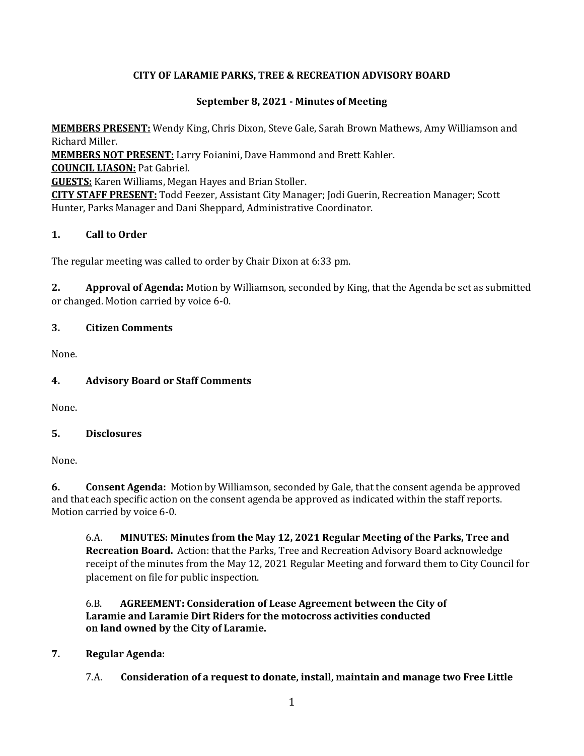**CITY OF LARAMIE PARKS, TREE & RECREATION ADVISORY BOARD**

**September 8, 2021 - Minutes of Meeting**

**MEMBERS PRESENT:** Wendy King, Chris Dixon, Steve Gale, Sarah Brown Mathews, Amy Williamson and Richard Miller.
**MEMBERS NOT PRESENT:** Larry Foianini, Dave Hammond and Brett Kahler.
**COUNCIL LIASON:** Pat Gabriel.
**GUESTS:** Karen Williams, Megan Hayes and Brian Stoller.
**CITY STAFF PRESENT:** Todd Feezer, Assistant City Manager; Jodi Guerin, Recreation Manager; Scott Hunter, Parks Manager and Dani Sheppard, Administrative Coordinator.

## 1. Call to Order

The regular meeting was called to order by Chair Dixon at 6:33 pm.

**2. Approval of Agenda:** Motion by Williamson, seconded by King, that the Agenda be set as submitted or changed. Motion carried by voice 6-0.

## 3. Citizen Comments

None.

## 4. Advisory Board or Staff Comments

None.

## 5. Disclosures

None.

**6. Consent Agenda:** Motion by Williamson, seconded by Gale, that the consent agenda be approved and that each specific action on the consent agenda be approved as indicated within the staff reports. Motion carried by voice 6-0.

6.A. **MINUTES: Minutes from the May 12, 2021 Regular Meeting of the Parks, Tree and Recreation Board.** Action: that the Parks, Tree and Recreation Advisory Board acknowledge receipt of the minutes from the May 12, 2021 Regular Meeting and forward them to City Council for placement on file for public inspection.

6.B. **AGREEMENT: Consideration of Lease Agreement between the City of Laramie and Laramie Dirt Riders for the motocross activities conducted on land owned by the City of Laramie.**

## 7. Regular Agenda:

7.A. **Consideration of a request to donate, install, maintain and manage two Free Little**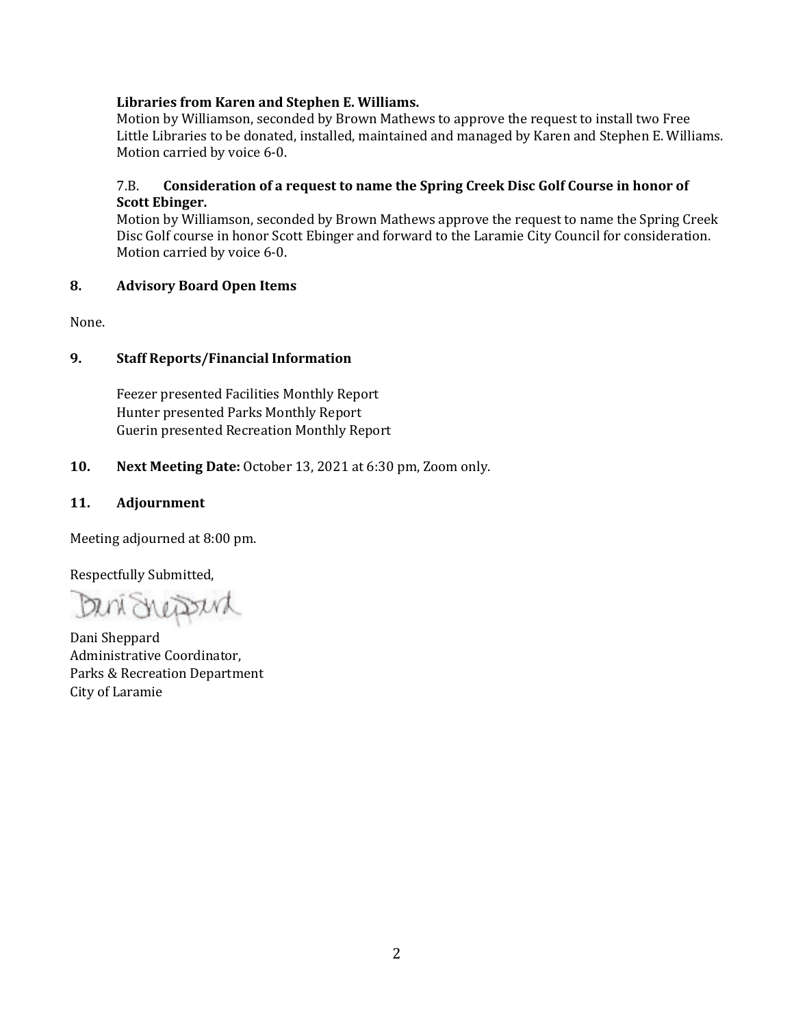**Libraries from Karen and Stephen E. Williams.**

Motion by Williamson, seconded by Brown Mathews to approve the request to install two Free Little Libraries to be donated, installed, maintained and managed by Karen and Stephen E. Williams. Motion carried by voice 6-0.

7.B. **Consideration of a request to name the Spring Creek Disc Golf Course in honor of Scott Ebinger.**

Motion by Williamson, seconded by Brown Mathews approve the request to name the Spring Creek Disc Golf course in honor Scott Ebinger and forward to the Laramie City Council for consideration. Motion carried by voice 6-0.

## 8. Advisory Board Open Items

None.

## 9. Staff Reports/Financial Information

Feezer presented Facilities Monthly Report
Hunter presented Parks Monthly Report
Guerin presented Recreation Monthly Report

## 10. Next Meeting Date: October 13, 2021 at 6:30 pm, Zoom only.

## 11. Adjournment

Meeting adjourned at 8:00 pm.

Respectfully Submitted,

Dani Sheppard

Dani Sheppard
Administrative Coordinator,
Parks & Recreation Department
City of Laramie